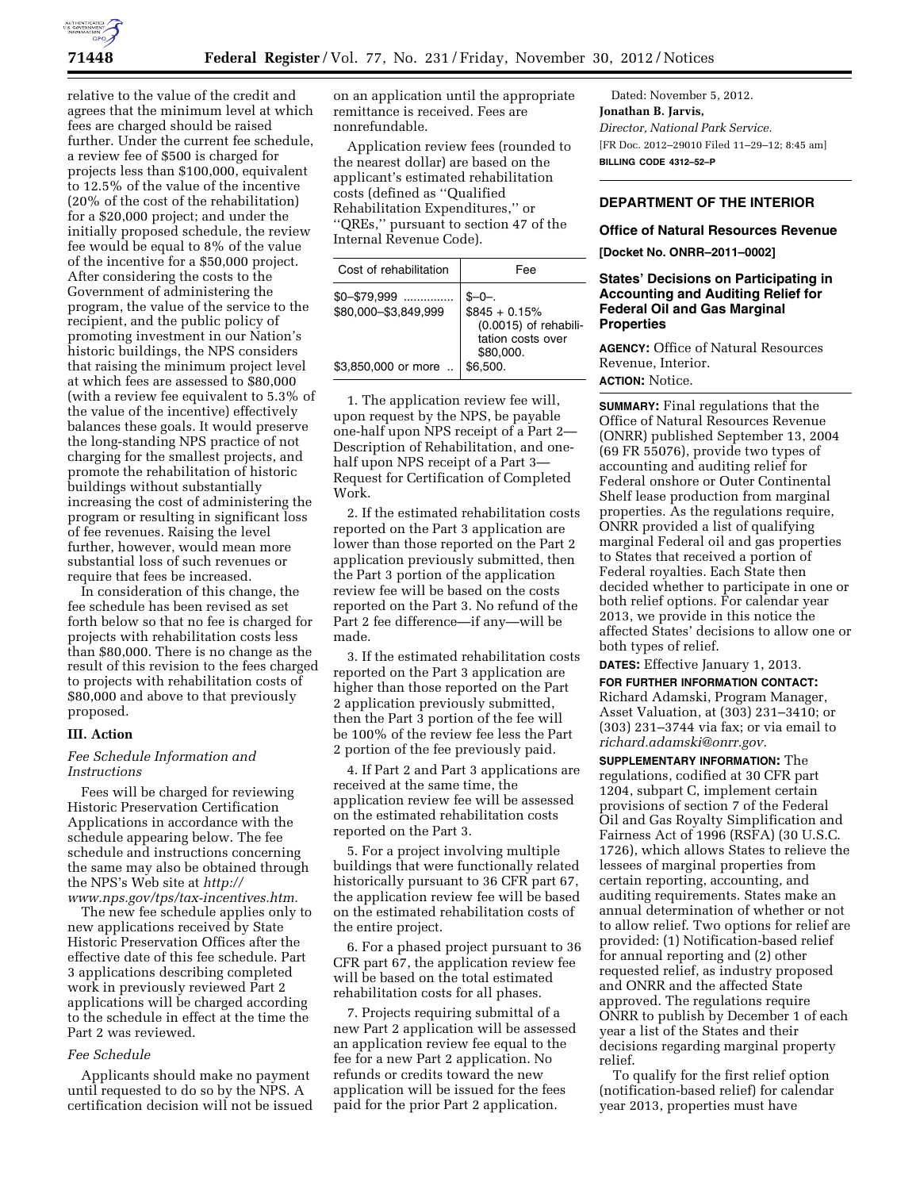relative to the value of the credit and agrees that the minimum level at which fees are charged should be raised further. Under the current fee schedule, a review fee of $500 is charged for projects less than $100,000, equivalent to 12.5% of the value of the incentive (20% of the cost of the rehabilitation) for a $20,000 project; and under the initially proposed schedule, the review fee would be equal to 8% of the value of the incentive for a $50,000 project. After considering the costs to the Government of administering the program, the value of the service to the recipient, and the public policy of promoting investment in our Nation's historic buildings, the NPS considers that raising the minimum project level at which fees are assessed to $80,000 (with a review fee equivalent to 5.3% of the value of the incentive) effectively balances these goals. It would preserve the long-standing NPS practice of not charging for the smallest projects, and promote the rehabilitation of historic buildings without substantially increasing the cost of administering the program or resulting in significant loss of fee revenues. Raising the level further, however, would mean more substantial loss of such revenues or require that fees be increased.

In consideration of this change, the fee schedule has been revised as set forth below so that no fee is charged for projects with rehabilitation costs less than $80,000. There is no change as the result of this revision to the fees charged to projects with rehabilitation costs of $80,000 and above to that previously proposed.

## III. Action

### *Fee Schedule Information and Instructions*

Fees will be charged for reviewing Historic Preservation Certification Applications in accordance with the schedule appearing below. The fee schedule and instructions concerning the same may also be obtained through the NPS's Web site at *http://www.nps.gov/tps/tax-incentives.htm.*

The new fee schedule applies only to new applications received by State Historic Preservation Offices after the effective date of this fee schedule. Part 3 applications describing completed work in previously reviewed Part 2 applications will be charged according to the schedule in effect at the time the Part 2 was reviewed.

### *Fee Schedule*

Applicants should make no payment until requested to do so by the NPS. A certification decision will not be issued on an application until the appropriate remittance is received. Fees are nonrefundable.

Application review fees (rounded to the nearest dollar) are based on the applicant's estimated rehabilitation costs (defined as ''Qualified Rehabilitation Expenditures,'' or ''QREs,'' pursuant to section 47 of the Internal Revenue Code).

| Cost of rehabilitation | Fee |
|---|---|
| $0–$79,999 | $–0–. |
| $80,000–$3,849,999 | $845 + 0.15% (0.0015) of rehabilitation costs over $80,000. |
| $3,850,000 or more | $6,500. |

1. The application review fee will, upon request by the NPS, be payable one-half upon NPS receipt of a Part 2—Description of Rehabilitation, and one-half upon NPS receipt of a Part 3—Request for Certification of Completed Work.

2. If the estimated rehabilitation costs reported on the Part 3 application are lower than those reported on the Part 2 application previously submitted, then the Part 3 portion of the application review fee will be based on the costs reported on the Part 3. No refund of the Part 2 fee difference—if any—will be made.

3. If the estimated rehabilitation costs reported on the Part 3 application are higher than those reported on the Part 2 application previously submitted, then the Part 3 portion of the fee will be 100% of the review fee less the Part 2 portion of the fee previously paid.

4. If Part 2 and Part 3 applications are received at the same time, the application review fee will be assessed on the estimated rehabilitation costs reported on the Part 3.

5. For a project involving multiple buildings that were functionally related historically pursuant to 36 CFR part 67, the application review fee will be based on the estimated rehabilitation costs of the entire project.

6. For a phased project pursuant to 36 CFR part 67, the application review fee will be based on the total estimated rehabilitation costs for all phases.

7. Projects requiring submittal of a new Part 2 application will be assessed an application review fee equal to the fee for a new Part 2 application. No refunds or credits toward the new application will be issued for the fees paid for the prior Part 2 application.

Dated: November 5, 2012.

**Jonathan B. Jarvis,**

*Director, National Park Service.*

[FR Doc. 2012–29010 Filed 11–29–12; 8:45 am]

**BILLING CODE 4312–52–P**

---

## DEPARTMENT OF THE INTERIOR

### Office of Natural Resources Revenue

**[Docket No. ONRR–2011–0002]**

### States' Decisions on Participating in Accounting and Auditing Relief for Federal Oil and Gas Marginal Properties

**AGENCY:** Office of Natural Resources Revenue, Interior.

**ACTION:** Notice.

**SUMMARY:** Final regulations that the Office of Natural Resources Revenue (ONRR) published September 13, 2004 (69 FR 55076), provide two types of accounting and auditing relief for Federal onshore or Outer Continental Shelf lease production from marginal properties. As the regulations require, ONRR provided a list of qualifying marginal Federal oil and gas properties to States that received a portion of Federal royalties. Each State then decided whether to participate in one or both relief options. For calendar year 2013, we provide in this notice the affected States' decisions to allow one or both types of relief.

**DATES:** Effective January 1, 2013.

**FOR FURTHER INFORMATION CONTACT:** Richard Adamski, Program Manager, Asset Valuation, at (303) 231–3410; or (303) 231–3744 via fax; or via email to *richard.adamski@onrr.gov.*

**SUPPLEMENTARY INFORMATION:** The regulations, codified at 30 CFR part 1204, subpart C, implement certain provisions of section 7 of the Federal Oil and Gas Royalty Simplification and Fairness Act of 1996 (RSFA) (30 U.S.C. 1726), which allows States to relieve the lessees of marginal properties from certain reporting, accounting, and auditing requirements. States make an annual determination of whether or not to allow relief. Two options for relief are provided: (1) Notification-based relief for annual reporting and (2) other requested relief, as industry proposed and ONRR and the affected State approved. The regulations require ONRR to publish by December 1 of each year a list of the States and their decisions regarding marginal property relief.

To qualify for the first relief option (notification-based relief) for calendar year 2013, properties must have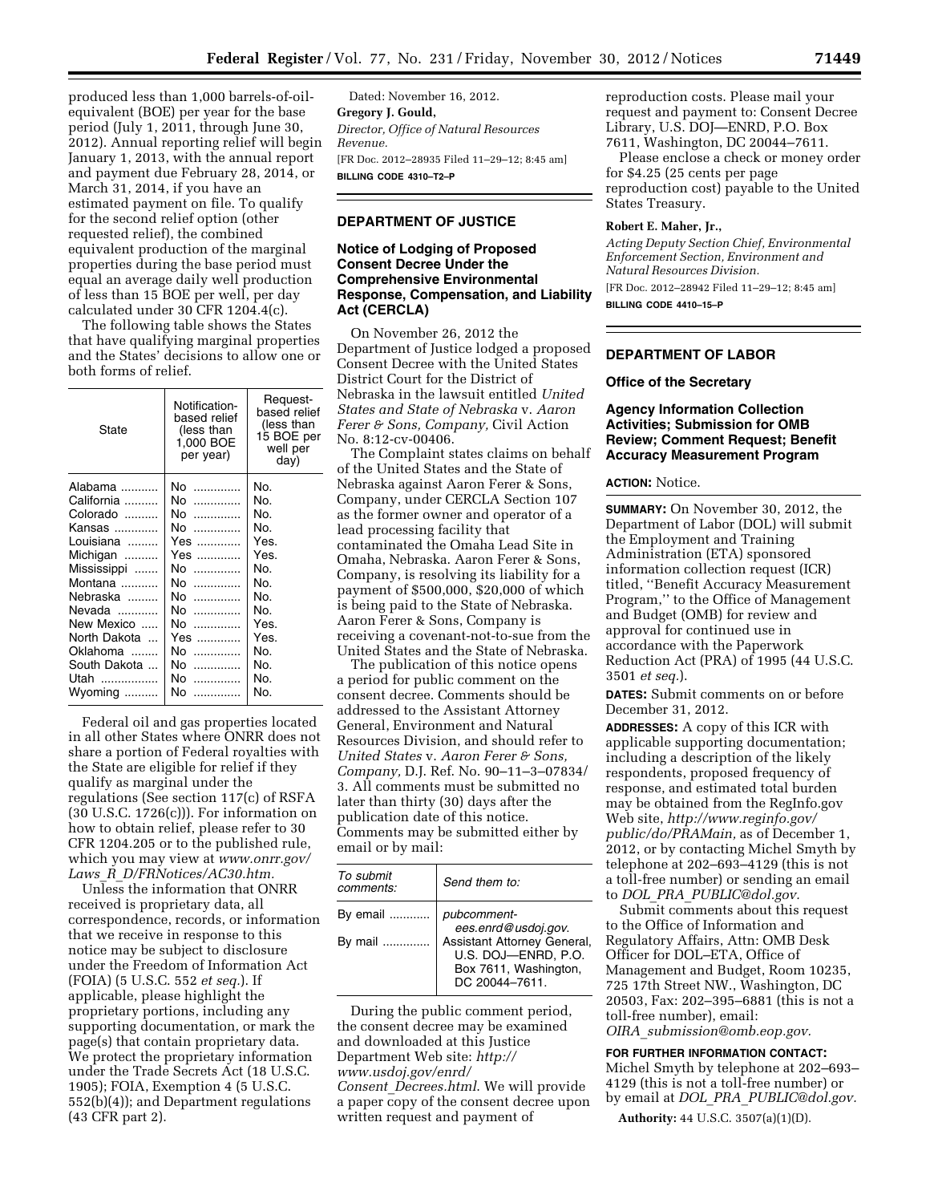produced less than 1,000 barrels-of-oil-equivalent (BOE) per year for the base period (July 1, 2011, through June 30, 2012). Annual reporting relief will begin January 1, 2013, with the annual report and payment due February 28, 2014, or March 31, 2014, if you have an estimated payment on file. To qualify for the second relief option (other requested relief), the combined equivalent production of the marginal properties during the base period must equal an average daily well production of less than 15 BOE per well, per day calculated under 30 CFR 1204.4(c).

The following table shows the States that have qualifying marginal properties and the States' decisions to allow one or both forms of relief.

| State | Notification-based relief (less than 1,000 BOE per year) | Request-based relief (less than 15 BOE per well per day) |
|---|---|---|
| Alabama | No | No. |
| California | No | No. |
| Colorado | No | No. |
| Kansas | No | No. |
| Louisiana | Yes | Yes. |
| Michigan | Yes | Yes. |
| Mississippi | No | No. |
| Montana | No | No. |
| Nebraska | No | No. |
| Nevada | No | No. |
| New Mexico | No | Yes. |
| North Dakota | Yes | Yes. |
| Oklahoma | No | No. |
| South Dakota | No | No. |
| Utah | No | No. |
| Wyoming | No | No. |

Federal oil and gas properties located in all other States where ONRR does not share a portion of Federal royalties with the State are eligible for relief if they qualify as marginal under the regulations (See section 117(c) of RSFA (30 U.S.C. 1726(c))). For information on how to obtain relief, please refer to 30 CFR 1204.205 or to the published rule, which you may view at *www.onrr.gov/Laws_R_D/FRNotices/AC30.htm.*

Unless the information that ONRR received is proprietary data, all correspondence, records, or information that we receive in response to this notice may be subject to disclosure under the Freedom of Information Act (FOIA) (5 U.S.C. 552 *et seq.*). If applicable, please highlight the proprietary portions, including any supporting documentation, or mark the page(s) that contain proprietary data. We protect the proprietary information under the Trade Secrets Act (18 U.S.C. 1905); FOIA, Exemption 4 (5 U.S.C. 552(b)(4)); and Department regulations (43 CFR part 2).

Dated: November 16, 2012.

**Gregory J. Gould,**

*Director, Office of Natural Resources Revenue.*

[FR Doc. 2012–28935 Filed 11–29–12; 8:45 am]

**BILLING CODE 4310–T2–P**

## DEPARTMENT OF JUSTICE

### Notice of Lodging of Proposed Consent Decree Under the Comprehensive Environmental Response, Compensation, and Liability Act (CERCLA)

On November 26, 2012 the Department of Justice lodged a proposed Consent Decree with the United States District Court for the District of Nebraska in the lawsuit entitled *United States and State of Nebraska* v. *Aaron Ferer & Sons, Company,* Civil Action No. 8:12-cv-00406.

The Complaint states claims on behalf of the United States and the State of Nebraska against Aaron Ferer & Sons, Company, under CERCLA Section 107 as the former owner and operator of a lead processing facility that contaminated the Omaha Lead Site in Omaha, Nebraska. Aaron Ferer & Sons, Company, is resolving its liability for a payment of $500,000, $20,000 of which is being paid to the State of Nebraska. Aaron Ferer & Sons, Company is receiving a covenant-not-to-sue from the United States and the State of Nebraska.

The publication of this notice opens a period for public comment on the consent decree. Comments should be addressed to the Assistant Attorney General, Environment and Natural Resources Division, and should refer to *United States* v. *Aaron Ferer & Sons, Company,* D.J. Ref. No. 90–11–3–07834/3. All comments must be submitted no later than thirty (30) days after the publication date of this notice. Comments may be submitted either by email or by mail:

| To submit comments: | Send them to: |
|---|---|
| By email | *pubcomment-ees.enrd@usdoj.gov.* |
| By mail | Assistant Attorney General, U.S. DOJ—ENRD, P.O. Box 7611, Washington, DC 20044–7611. |

During the public comment period, the consent decree may be examined and downloaded at this Justice Department Web site: *http://www.usdoj.gov/enrd/Consent_Decrees.html.* We will provide a paper copy of the consent decree upon written request and payment of reproduction costs. Please mail your request and payment to: Consent Decree Library, U.S. DOJ—ENRD, P.O. Box 7611, Washington, DC 20044–7611.

Please enclose a check or money order for $4.25 (25 cents per page reproduction cost) payable to the United States Treasury.

**Robert E. Maher, Jr.,**

*Acting Deputy Section Chief, Environmental Enforcement Section, Environment and Natural Resources Division.*

[FR Doc. 2012–28942 Filed 11–29–12; 8:45 am]

**BILLING CODE 4410–15–P**

## DEPARTMENT OF LABOR

### Office of the Secretary

### Agency Information Collection Activities; Submission for OMB Review; Comment Request; Benefit Accuracy Measurement Program

**ACTION:** Notice.

**SUMMARY:** On November 30, 2012, the Department of Labor (DOL) will submit the Employment and Training Administration (ETA) sponsored information collection request (ICR) titled, ''Benefit Accuracy Measurement Program,'' to the Office of Management and Budget (OMB) for review and approval for continued use in accordance with the Paperwork Reduction Act (PRA) of 1995 (44 U.S.C. 3501 *et seq.*).

**DATES:** Submit comments on or before December 31, 2012.

**ADDRESSES:** A copy of this ICR with applicable supporting documentation; including a description of the likely respondents, proposed frequency of response, and estimated total burden may be obtained from the RegInfo.gov Web site, *http://www.reginfo.gov/public/do/PRAMain,* as of December 1, 2012, or by contacting Michel Smyth by telephone at 202–693–4129 (this is not a toll-free number) or sending an email to *DOL_PRA_PUBLIC@dol.gov.*

Submit comments about this request to the Office of Information and Regulatory Affairs, Attn: OMB Desk Officer for DOL–ETA, Office of Management and Budget, Room 10235, 725 17th Street NW., Washington, DC 20503, Fax: 202–395–6881 (this is not a toll-free number), email: *OIRA_submission@omb.eop.gov.*

**FOR FURTHER INFORMATION CONTACT:** Michel Smyth by telephone at 202–693–4129 (this is not a toll-free number) or by email at *DOL_PRA_PUBLIC@dol.gov.*

**Authority:** 44 U.S.C. 3507(a)(1)(D).